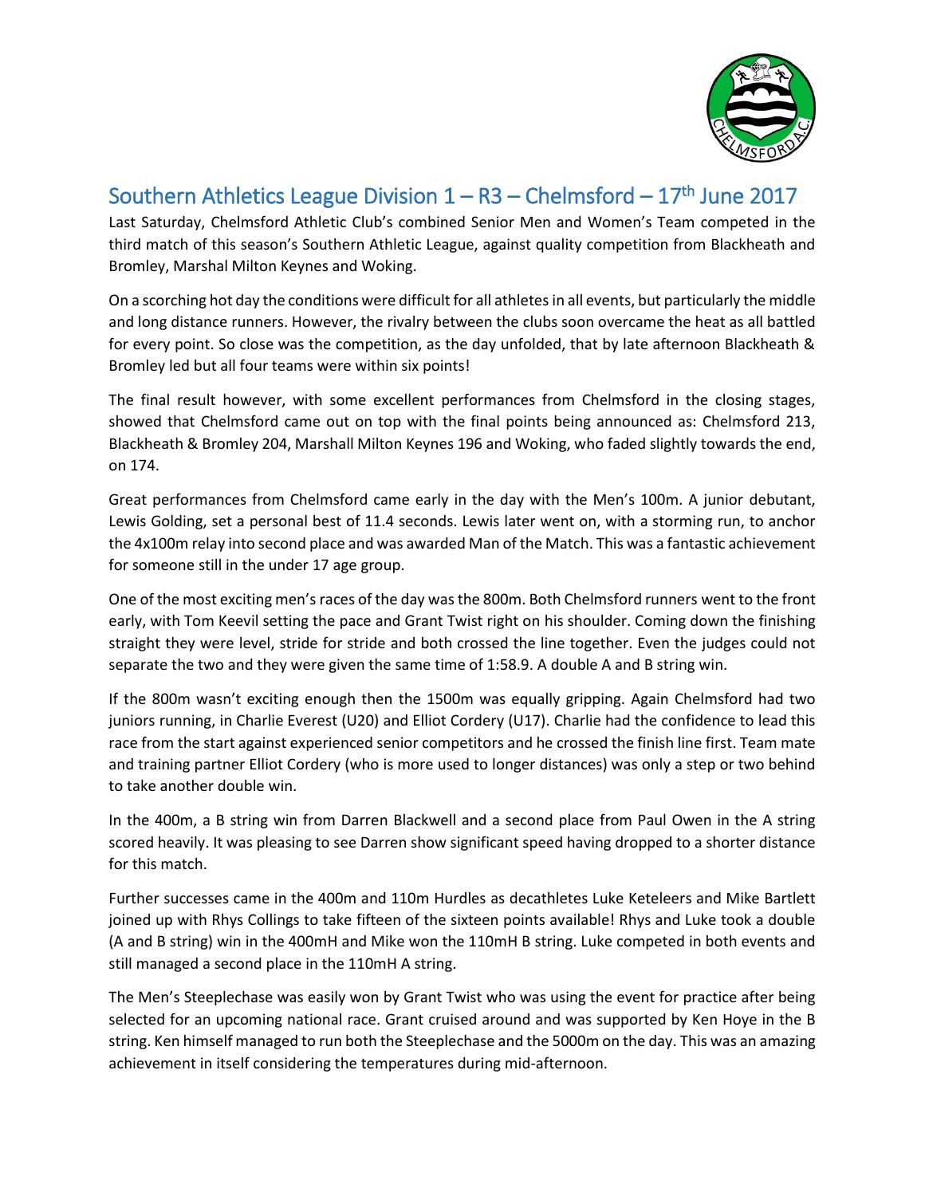# Southern Athletics League Division 1 – R3 – Chelmsford – 17th June 2017

Last Saturday, Chelmsford Athletic Club's combined Senior Men and Women's Team competed in the third match of this season's Southern Athletic League, against quality competition from Blackheath and Bromley, Marshal Milton Keynes and Woking.

On a scorching hot day the conditions were difficult for all athletes in all events, but particularly the middle and long distance runners. However, the rivalry between the clubs soon overcame the heat as all battled for every point. So close was the competition, as the day unfolded, that by late afternoon Blackheath & Bromley led but all four teams were within six points!

The final result however, with some excellent performances from Chelmsford in the closing stages, showed that Chelmsford came out on top with the final points being announced as: Chelmsford 213, Blackheath & Bromley 204, Marshall Milton Keynes 196 and Woking, who faded slightly towards the end, on 174.

Great performances from Chelmsford came early in the day with the Men's 100m. A junior debutant, Lewis Golding, set a personal best of 11.4 seconds. Lewis later went on, with a storming run, to anchor the 4x100m relay into second place and was awarded Man of the Match. This was a fantastic achievement for someone still in the under 17 age group.

One of the most exciting men's races of the day was the 800m. Both Chelmsford runners went to the front early, with Tom Keevil setting the pace and Grant Twist right on his shoulder. Coming down the finishing straight they were level, stride for stride and both crossed the line together. Even the judges could not separate the two and they were given the same time of 1:58.9. A double A and B string win.

If the 800m wasn't exciting enough then the 1500m was equally gripping. Again Chelmsford had two juniors running, in Charlie Everest (U20) and Elliot Cordery (U17). Charlie had the confidence to lead this race from the start against experienced senior competitors and he crossed the finish line first. Team mate and training partner Elliot Cordery (who is more used to longer distances) was only a step or two behind to take another double win.

In the 400m, a B string win from Darren Blackwell and a second place from Paul Owen in the A string scored heavily. It was pleasing to see Darren show significant speed having dropped to a shorter distance for this match.

Further successes came in the 400m and 110m Hurdles as decathletes Luke Keteleers and Mike Bartlett joined up with Rhys Collings to take fifteen of the sixteen points available! Rhys and Luke took a double (A and B string) win in the 400mH and Mike won the 110mH B string. Luke competed in both events and still managed a second place in the 110mH A string.

The Men's Steeplechase was easily won by Grant Twist who was using the event for practice after being selected for an upcoming national race. Grant cruised around and was supported by Ken Hoye in the B string. Ken himself managed to run both the Steeplechase and the 5000m on the day. This was an amazing achievement in itself considering the temperatures during mid-afternoon.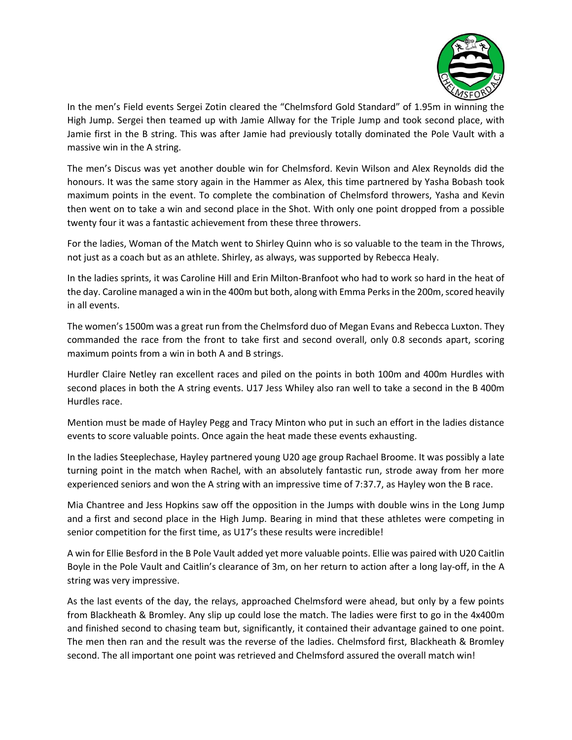In the men's Field events Sergei Zotin cleared the "Chelmsford Gold Standard" of 1.95m in winning the High Jump. Sergei then teamed up with Jamie Allway for the Triple Jump and took second place, with Jamie first in the B string. This was after Jamie had previously totally dominated the Pole Vault with a massive win in the A string.

The men's Discus was yet another double win for Chelmsford. Kevin Wilson and Alex Reynolds did the honours. It was the same story again in the Hammer as Alex, this time partnered by Yasha Bobash took maximum points in the event. To complete the combination of Chelmsford throwers, Yasha and Kevin then went on to take a win and second place in the Shot. With only one point dropped from a possible twenty four it was a fantastic achievement from these three throwers.

For the ladies, Woman of the Match went to Shirley Quinn who is so valuable to the team in the Throws, not just as a coach but as an athlete. Shirley, as always, was supported by Rebecca Healy.

In the ladies sprints, it was Caroline Hill and Erin Milton-Branfoot who had to work so hard in the heat of the day. Caroline managed a win in the 400m but both, along with Emma Perks in the 200m, scored heavily in all events.

The women's 1500m was a great run from the Chelmsford duo of Megan Evans and Rebecca Luxton. They commanded the race from the front to take first and second overall, only 0.8 seconds apart, scoring maximum points from a win in both A and B strings.

Hurdler Claire Netley ran excellent races and piled on the points in both 100m and 400m Hurdles with second places in both the A string events. U17 Jess Whiley also ran well to take a second in the B 400m Hurdles race.

Mention must be made of Hayley Pegg and Tracy Minton who put in such an effort in the ladies distance events to score valuable points. Once again the heat made these events exhausting.

In the ladies Steeplechase, Hayley partnered young U20 age group Rachael Broome. It was possibly a late turning point in the match when Rachel, with an absolutely fantastic run, strode away from her more experienced seniors and won the A string with an impressive time of 7:37.7, as Hayley won the B race.

Mia Chantree and Jess Hopkins saw off the opposition in the Jumps with double wins in the Long Jump and a first and second place in the High Jump. Bearing in mind that these athletes were competing in senior competition for the first time, as U17's these results were incredible!

A win for Ellie Besford in the B Pole Vault added yet more valuable points. Ellie was paired with U20 Caitlin Boyle in the Pole Vault and Caitlin's clearance of 3m, on her return to action after a long lay-off, in the A string was very impressive.

As the last events of the day, the relays, approached Chelmsford were ahead, but only by a few points from Blackheath & Bromley. Any slip up could lose the match. The ladies were first to go in the 4x400m and finished second to chasing team but, significantly, it contained their advantage gained to one point. The men then ran and the result was the reverse of the ladies. Chelmsford first, Blackheath & Bromley second. The all important one point was retrieved and Chelmsford assured the overall match win!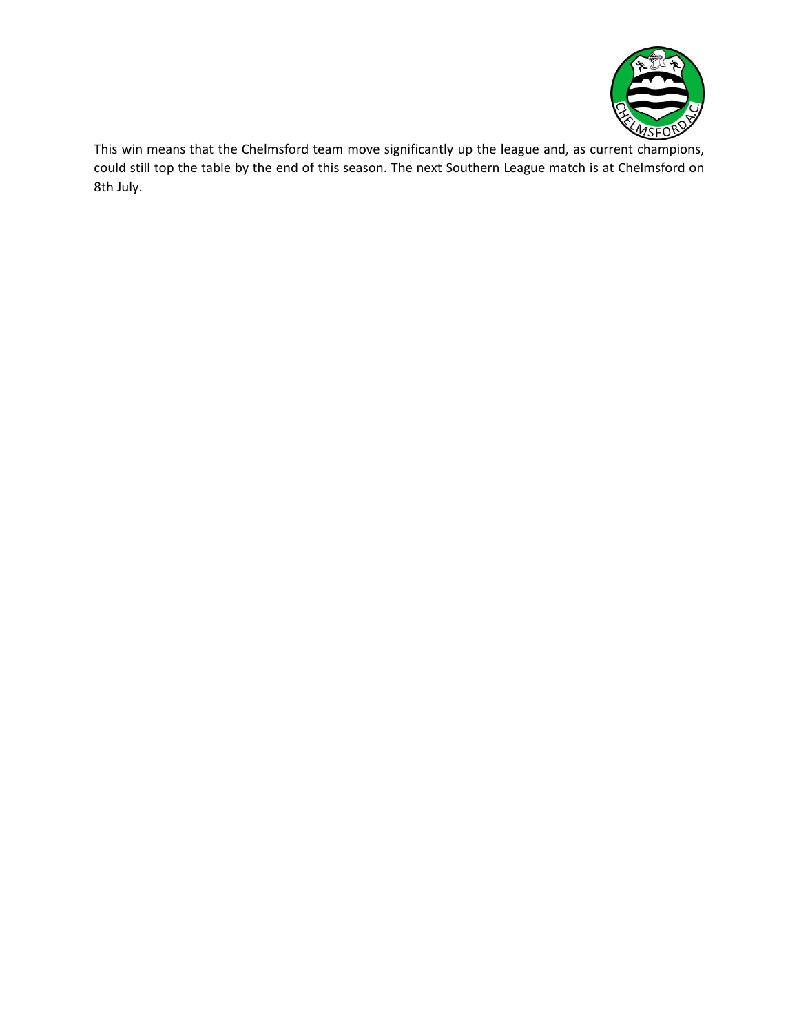This win means that the Chelmsford team move significantly up the league and, as current champions, could still top the table by the end of this season. The next Southern League match is at Chelmsford on 8th July.